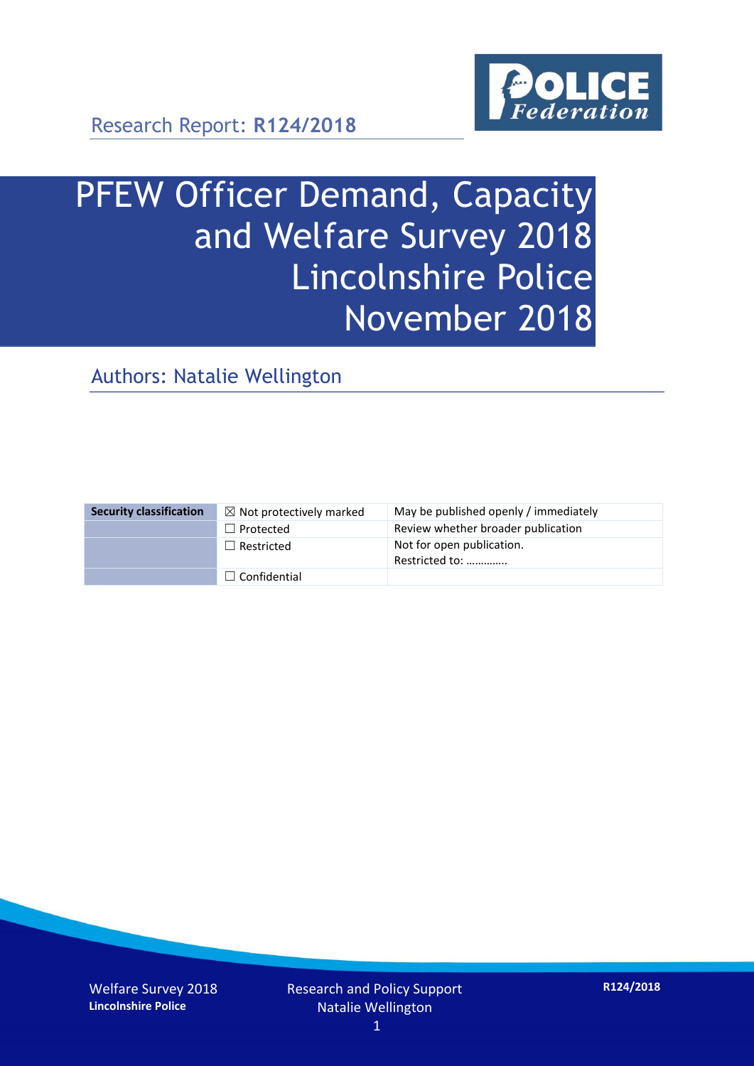Research Report: **R124/2018**

# PFEW Officer Demand, Capacity and Welfare Survey 2018 Lincolnshire Police November 2018

## Authors: Natalie Wellington

| | | |
|---|---|---|
| **Security classification** | ☒ Not protectively marked | May be published openly / immediately |
| | ☐ Protected | Review whether broader publication |
| | ☐ Restricted | Not for open publication. Restricted to: ………….. |
| | ☐ Confidential | |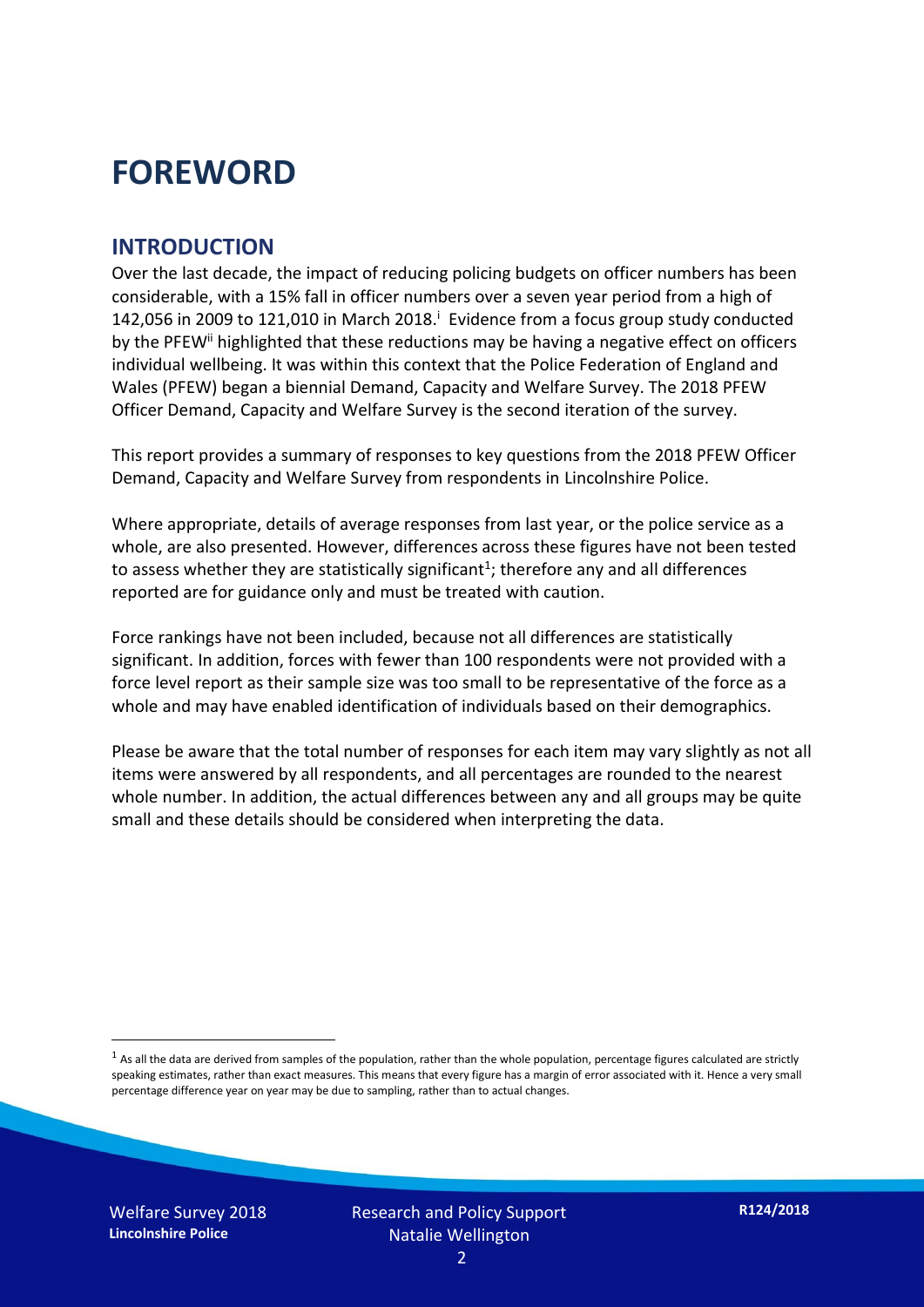# FOREWORD

## INTRODUCTION

Over the last decade, the impact of reducing policing budgets on officer numbers has been considerable, with a 15% fall in officer numbers over a seven year period from a high of 142,056 in 2009 to 121,010 in March 2018.[i] Evidence from a focus group study conducted by the PFEW[ii] highlighted that these reductions may be having a negative effect on officers individual wellbeing. It was within this context that the Police Federation of England and Wales (PFEW) began a biennial Demand, Capacity and Welfare Survey. The 2018 PFEW Officer Demand, Capacity and Welfare Survey is the second iteration of the survey.

This report provides a summary of responses to key questions from the 2018 PFEW Officer Demand, Capacity and Welfare Survey from respondents in Lincolnshire Police.

Where appropriate, details of average responses from last year, or the police service as a whole, are also presented. However, differences across these figures have not been tested to assess whether they are statistically significant[1]; therefore any and all differences reported are for guidance only and must be treated with caution.

Force rankings have not been included, because not all differences are statistically significant. In addition, forces with fewer than 100 respondents were not provided with a force level report as their sample size was too small to be representative of the force as a whole and may have enabled identification of individuals based on their demographics.

Please be aware that the total number of responses for each item may vary slightly as not all items were answered by all respondents, and all percentages are rounded to the nearest whole number. In addition, the actual differences between any and all groups may be quite small and these details should be considered when interpreting the data.

[1] As all the data are derived from samples of the population, rather than the whole population, percentage figures calculated are strictly speaking estimates, rather than exact measures. This means that every figure has a margin of error associated with it. Hence a very small percentage difference year on year may be due to sampling, rather than to actual changes.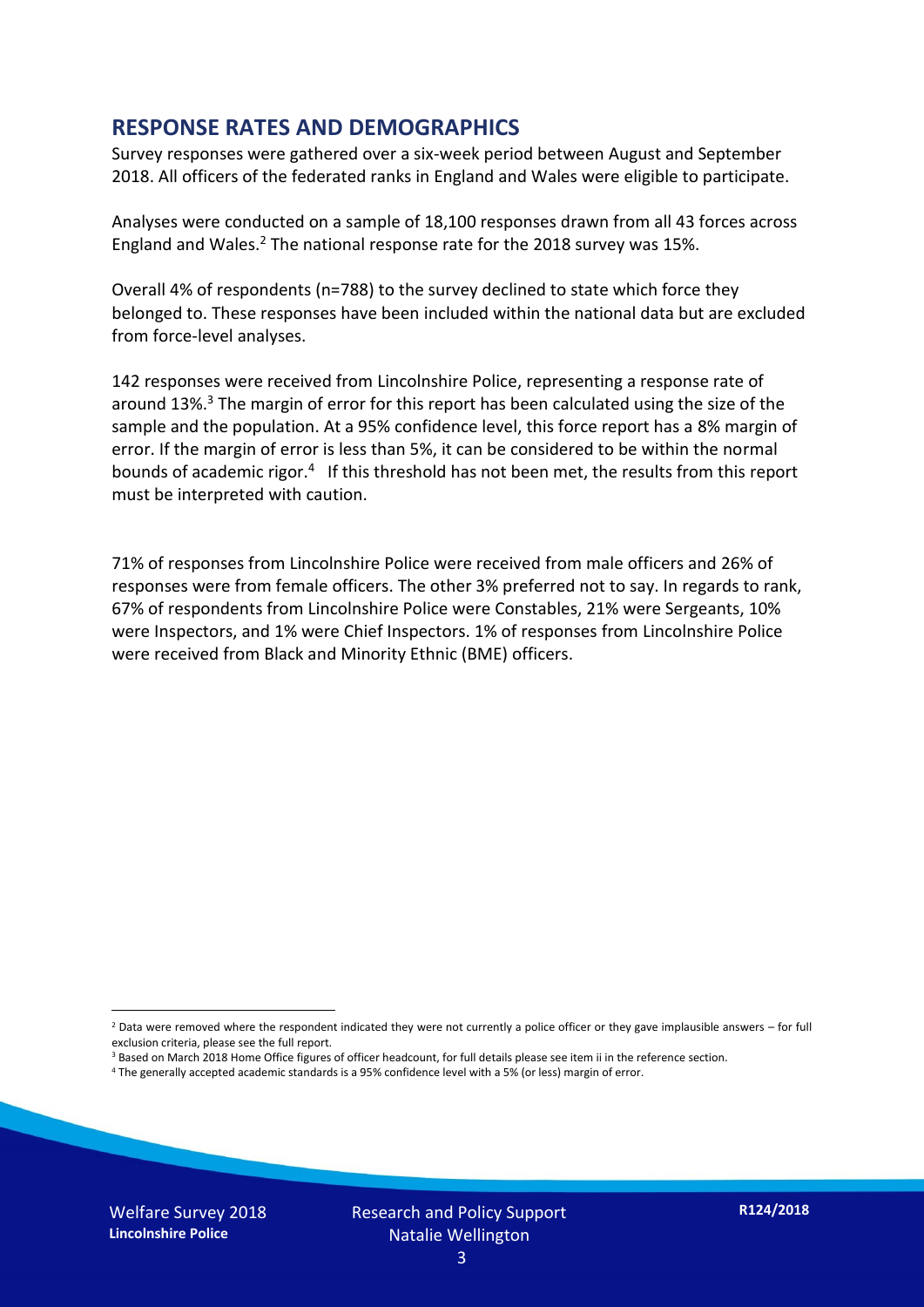## RESPONSE RATES AND DEMOGRAPHICS

Survey responses were gathered over a six-week period between August and September 2018. All officers of the federated ranks in England and Wales were eligible to participate.

Analyses were conducted on a sample of 18,100 responses drawn from all 43 forces across England and Wales.[2] The national response rate for the 2018 survey was 15%.

Overall 4% of respondents (n=788) to the survey declined to state which force they belonged to. These responses have been included within the national data but are excluded from force-level analyses.

142 responses were received from Lincolnshire Police, representing a response rate of around 13%.[3] The margin of error for this report has been calculated using the size of the sample and the population. At a 95% confidence level, this force report has a 8% margin of error. If the margin of error is less than 5%, it can be considered to be within the normal bounds of academic rigor.[4] If this threshold has not been met, the results from this report must be interpreted with caution.

71% of responses from Lincolnshire Police were received from male officers and 26% of responses were from female officers. The other 3% preferred not to say. In regards to rank, 67% of respondents from Lincolnshire Police were Constables, 21% were Sergeants, 10% were Inspectors, and 1% were Chief Inspectors. 1% of responses from Lincolnshire Police were received from Black and Minority Ethnic (BME) officers.

[2] Data were removed where the respondent indicated they were not currently a police officer or they gave implausible answers – for full exclusion criteria, please see the full report.

[3] Based on March 2018 Home Office figures of officer headcount, for full details please see item ii in the reference section.

[4] The generally accepted academic standards is a 95% confidence level with a 5% (or less) margin of error.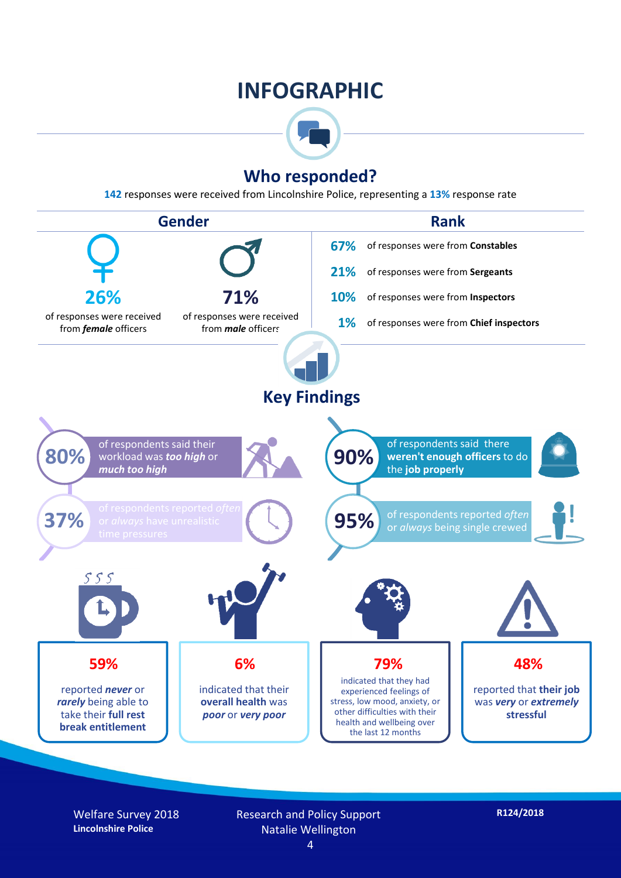# INFOGRAPHIC

## Who responded?

**142** responses were received from Lincolnshire Police, representing a **13%** response rate

### Gender

**26%**
of responses were received from ***female*** officers

**71%**
of responses were received from ***male*** officers

### Rank

**67%** of responses were from **Constables**

**21%** of responses were from **Sergeants**

**10%** of responses were from **Inspectors**

**1%** of responses were from **Chief inspectors**

## Key Findings

**80%** of respondents said their workload was ***too high*** or ***much too high***

**37%** of respondents reported *often* or *always* have unrealistic time pressures

**90%** of respondents said there **weren't enough officers** to do the **job properly**

**95%** of respondents reported *often* or *always* being single crewed

**59%**
reported ***never*** or ***rarely*** being able to take their **full rest break entitlement**

**6%**
indicated that their **overall health** was ***poor*** or ***very poor***

**79%**
indicated that they had experienced feelings of stress, low mood, anxiety, or other difficulties with their health and wellbeing over the last 12 months

**48%**
reported that **their job** was ***very*** or ***extremely*** **stressful**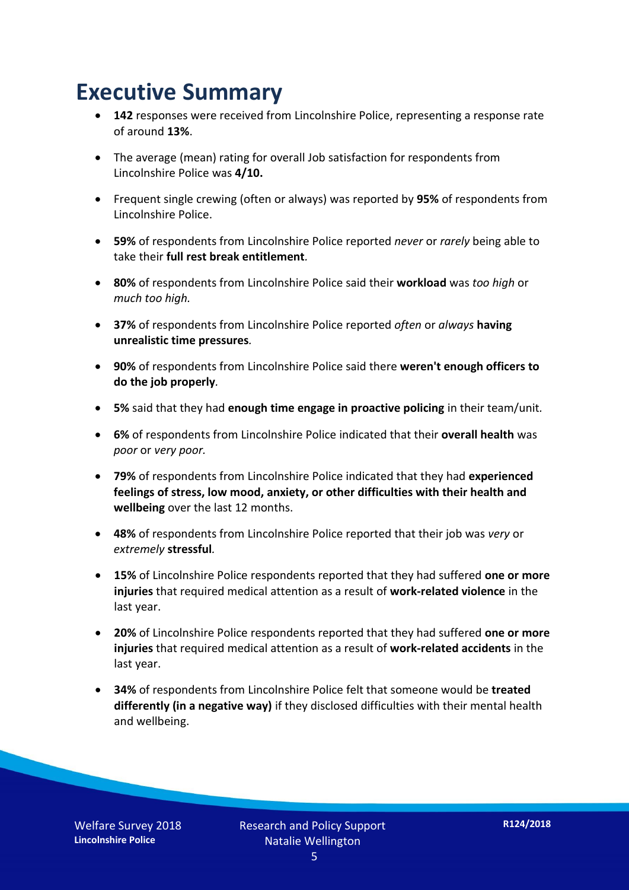# Executive Summary

- **142** responses were received from Lincolnshire Police, representing a response rate of around **13%**.
- The average (mean) rating for overall Job satisfaction for respondents from Lincolnshire Police was **4/10.**
- Frequent single crewing (often or always) was reported by **95%** of respondents from Lincolnshire Police.
- **59%** of respondents from Lincolnshire Police reported *never* or *rarely* being able to take their **full rest break entitlement***.*
- **80%** of respondents from Lincolnshire Police said their **workload** was *too high* or *much too high.*
- **37%** of respondents from Lincolnshire Police reported *often* or *always* **having unrealistic time pressures***.*
- **90%** of respondents from Lincolnshire Police said there **weren't enough officers to do the job properly***.*
- **5%** said that they had **enough time engage in proactive policing** in their team/unit*.*
- **6%** of respondents from Lincolnshire Police indicated that their **overall health** was *poor* or *very poor.*
- **79%** of respondents from Lincolnshire Police indicated that they had **experienced feelings of stress, low mood, anxiety, or other difficulties with their health and wellbeing** over the last 12 months.
- **48%** of respondents from Lincolnshire Police reported that their job was *very* or *extremely* **stressful***.*
- **15%** of Lincolnshire Police respondents reported that they had suffered **one or more injuries** that required medical attention as a result of **work-related violence** in the last year.
- **20%** of Lincolnshire Police respondents reported that they had suffered **one or more injuries** that required medical attention as a result of **work-related accidents** in the last year.
- **34%** of respondents from Lincolnshire Police felt that someone would be **treated differently (in a negative way)** if they disclosed difficulties with their mental health and wellbeing.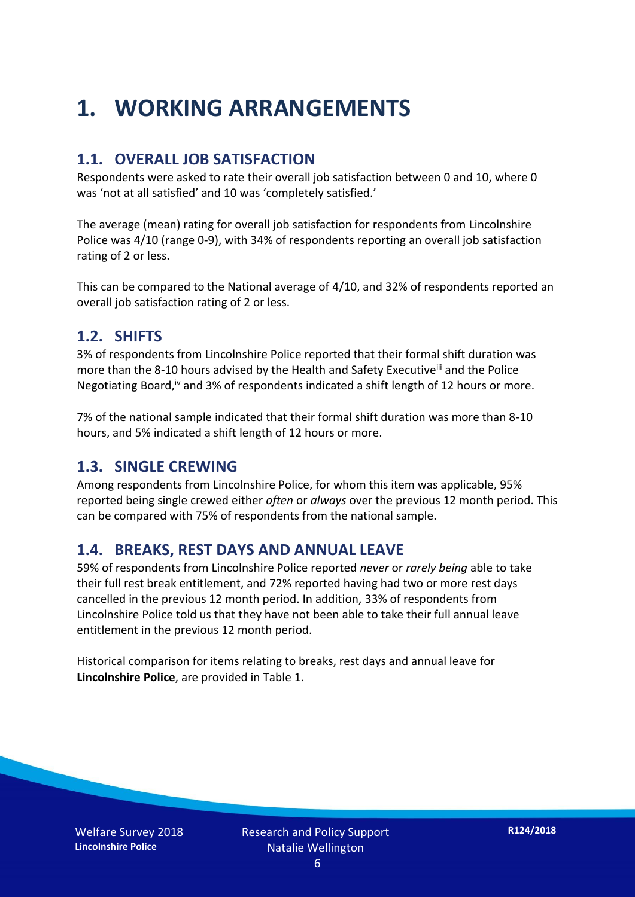# 1. WORKING ARRANGEMENTS

## 1.1. OVERALL JOB SATISFACTION

Respondents were asked to rate their overall job satisfaction between 0 and 10, where 0 was 'not at all satisfied' and 10 was 'completely satisfied.'

The average (mean) rating for overall job satisfaction for respondents from Lincolnshire Police was 4/10 (range 0-9), with 34% of respondents reporting an overall job satisfaction rating of 2 or less.

This can be compared to the National average of 4/10, and 32% of respondents reported an overall job satisfaction rating of 2 or less.

## 1.2. SHIFTS

3% of respondents from Lincolnshire Police reported that their formal shift duration was more than the 8-10 hours advised by the Health and Safety Executive[iii] and the Police Negotiating Board,[iv] and 3% of respondents indicated a shift length of 12 hours or more.

7% of the national sample indicated that their formal shift duration was more than 8-10 hours, and 5% indicated a shift length of 12 hours or more.

## 1.3. SINGLE CREWING

Among respondents from Lincolnshire Police, for whom this item was applicable, 95% reported being single crewed either *often* or *always* over the previous 12 month period. This can be compared with 75% of respondents from the national sample.

## 1.4. BREAKS, REST DAYS AND ANNUAL LEAVE

59% of respondents from Lincolnshire Police reported *never* or *rarely being* able to take their full rest break entitlement, and 72% reported having had two or more rest days cancelled in the previous 12 month period. In addition, 33% of respondents from Lincolnshire Police told us that they have not been able to take their full annual leave entitlement in the previous 12 month period.

Historical comparison for items relating to breaks, rest days and annual leave for **Lincolnshire Police**, are provided in Table 1.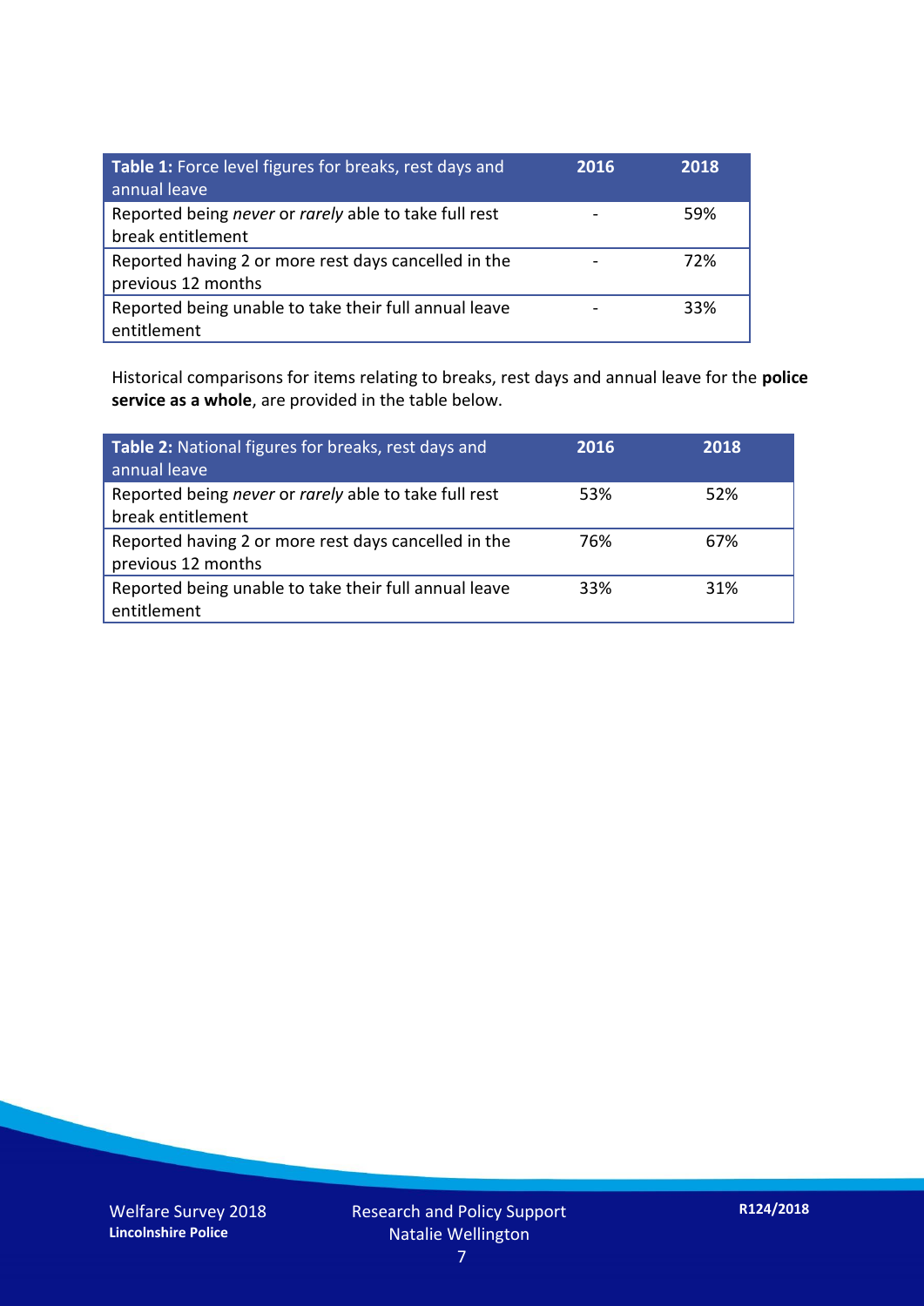| **Table 1:** Force level figures for breaks, rest days and annual leave | **2016** | **2018** |
|---|---|---|
| Reported being *never* or *rarely* able to take full rest break entitlement | - | 59% |
| Reported having 2 or more rest days cancelled in the previous 12 months | - | 72% |
| Reported being unable to take their full annual leave entitlement | - | 33% |

Historical comparisons for items relating to breaks, rest days and annual leave for the **police service as a whole**, are provided in the table below.

| **Table 2:** National figures for breaks, rest days and annual leave | **2016** | **2018** |
|---|---|---|
| Reported being *never* or *rarely* able to take full rest break entitlement | 53% | 52% |
| Reported having 2 or more rest days cancelled in the previous 12 months | 76% | 67% |
| Reported being unable to take their full annual leave entitlement | 33% | 31% |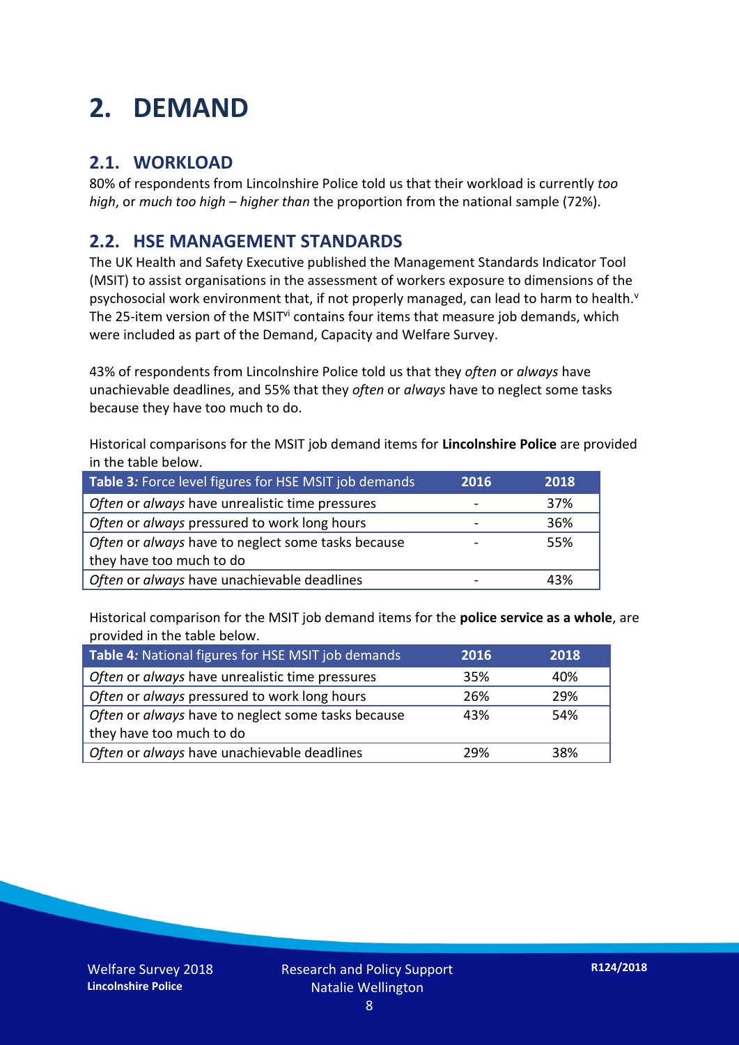# 2. DEMAND

## 2.1. WORKLOAD

80% of respondents from Lincolnshire Police told us that their workload is currently *too high*, or *much too high* – *higher than* the proportion from the national sample (72%).

## 2.2. HSE MANAGEMENT STANDARDS

The UK Health and Safety Executive published the Management Standards Indicator Tool (MSIT) to assist organisations in the assessment of workers exposure to dimensions of the psychosocial work environment that, if not properly managed, can lead to harm to health.[v] The 25-item version of the MSIT[vi] contains four items that measure job demands, which were included as part of the Demand, Capacity and Welfare Survey.

43% of respondents from Lincolnshire Police told us that they *often* or *always* have unachievable deadlines, and 55% that they *often* or *always* have to neglect some tasks because they have too much to do.

Historical comparisons for the MSIT job demand items for **Lincolnshire Police** are provided in the table below.

| **Table 3***:* Force level figures for HSE MSIT job demands | 2016 | 2018 |
|---|---|---|
| *Often* or *always* have unrealistic time pressures | - | 37% |
| *Often* or *always* pressured to work long hours | - | 36% |
| *Often* or *always* have to neglect some tasks because they have too much to do | - | 55% |
| *Often* or *always* have unachievable deadlines | - | 43% |

Historical comparison for the MSIT job demand items for the **police service as a whole**, are provided in the table below.

| **Table 4***:* National figures for HSE MSIT job demands | 2016 | 2018 |
|---|---|---|
| *Often* or *always* have unrealistic time pressures | 35% | 40% |
| *Often* or *always* pressured to work long hours | 26% | 29% |
| *Often* or *always* have to neglect some tasks because they have too much to do | 43% | 54% |
| *Often* or *always* have unachievable deadlines | 29% | 38% |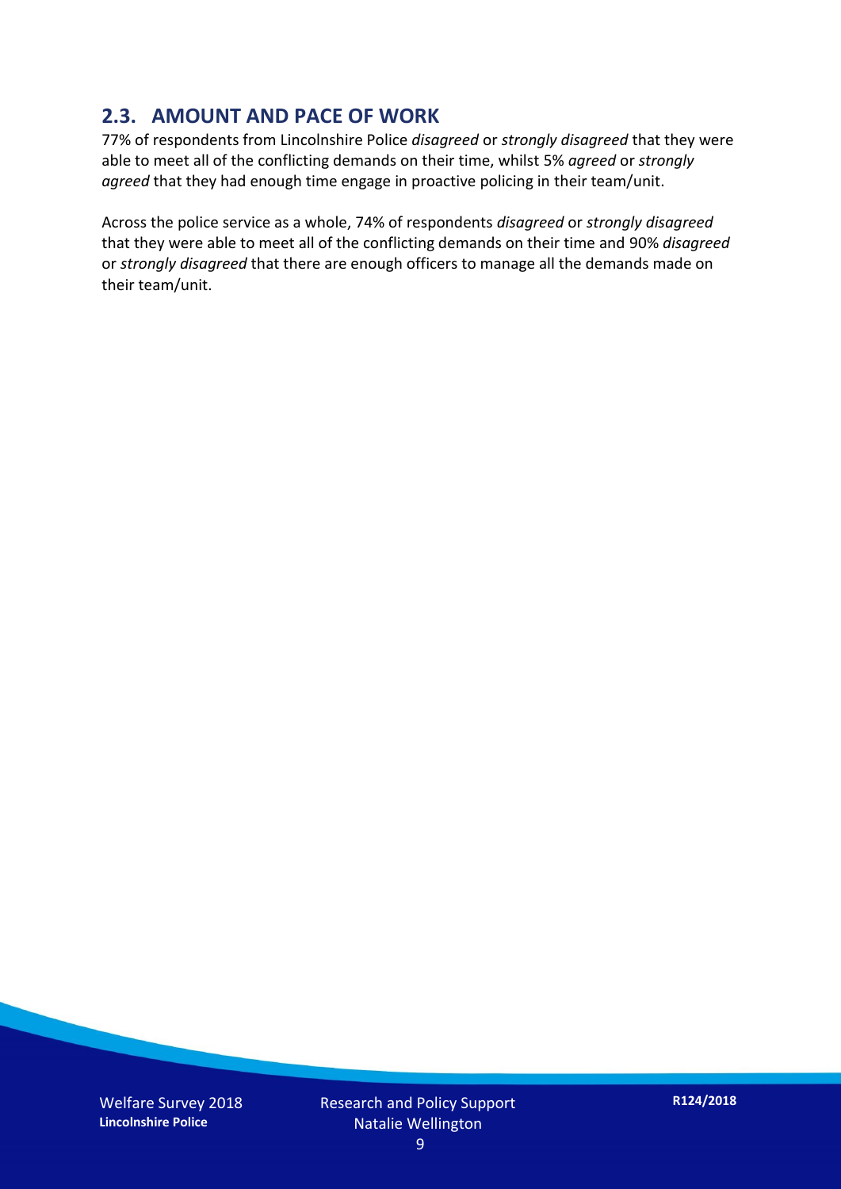## 2.3. AMOUNT AND PACE OF WORK

77% of respondents from Lincolnshire Police *disagreed* or *strongly disagreed* that they were able to meet all of the conflicting demands on their time, whilst 5% *agreed* or *strongly agreed* that they had enough time engage in proactive policing in their team/unit.

Across the police service as a whole, 74% of respondents *disagreed* or *strongly disagreed* that they were able to meet all of the conflicting demands on their time and 90% *disagreed* or *strongly disagreed* that there are enough officers to manage all the demands made on their team/unit.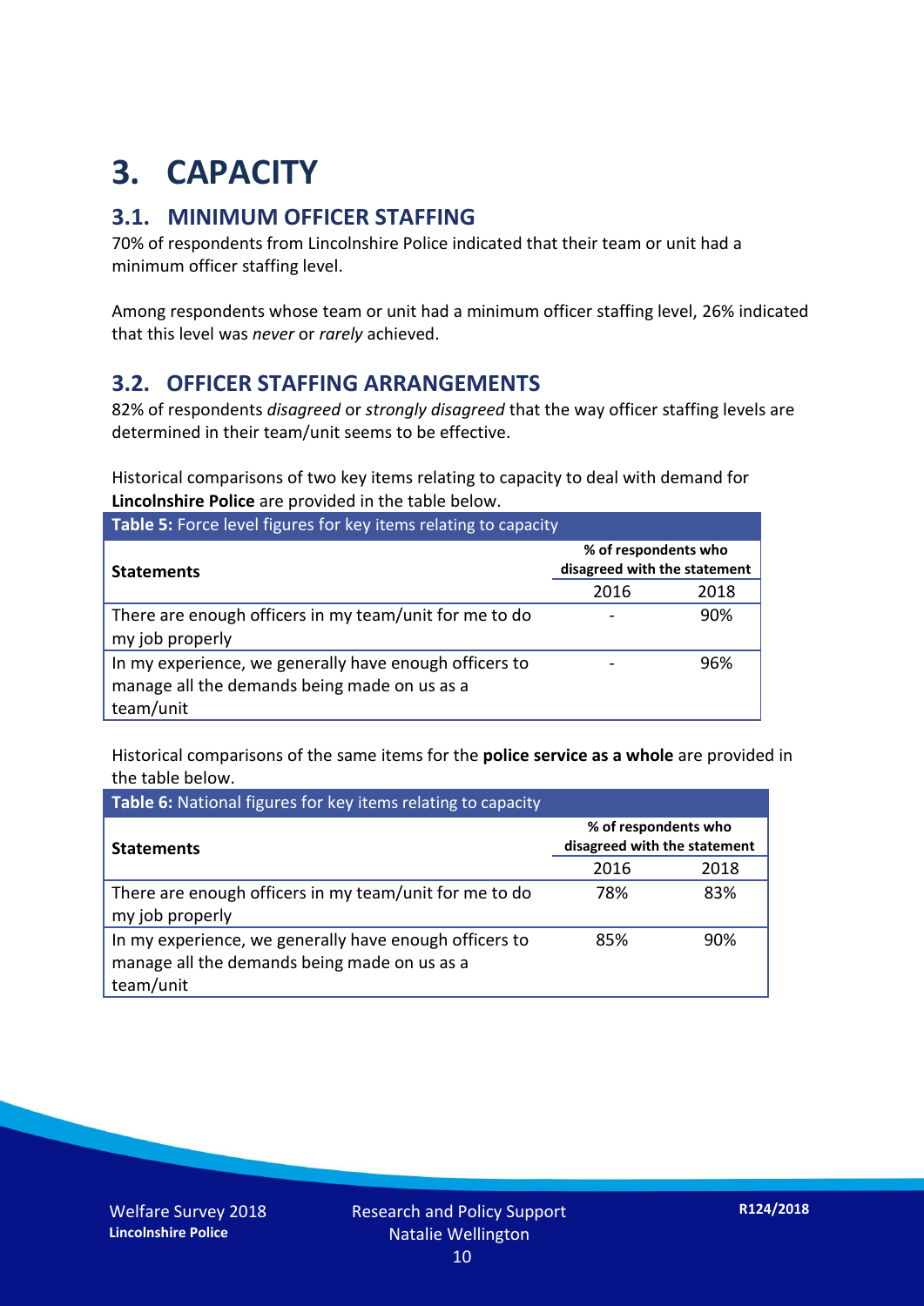# 3. CAPACITY

## 3.1. MINIMUM OFFICER STAFFING

70% of respondents from Lincolnshire Police indicated that their team or unit had a minimum officer staffing level.

Among respondents whose team or unit had a minimum officer staffing level, 26% indicated that this level was *never* or *rarely* achieved.

## 3.2. OFFICER STAFFING ARRANGEMENTS

82% of respondents *disagreed* or *strongly disagreed* that the way officer staffing levels are determined in their team/unit seems to be effective.

Historical comparisons of two key items relating to capacity to deal with demand for **Lincolnshire Police** are provided in the table below.

**Table 5:** Force level figures for key items relating to capacity

| Statements | % of respondents who disagreed with the statement | |
|---|---|---|
| | 2016 | 2018 |
| There are enough officers in my team/unit for me to do my job properly | - | 90% |
| In my experience, we generally have enough officers to manage all the demands being made on us as a team/unit | - | 96% |

Historical comparisons of the same items for the **police service as a whole** are provided in the table below.

**Table 6:** National figures for key items relating to capacity

| Statements | % of respondents who disagreed with the statement | |
|---|---|---|
| | 2016 | 2018 |
| There are enough officers in my team/unit for me to do my job properly | 78% | 83% |
| In my experience, we generally have enough officers to manage all the demands being made on us as a team/unit | 85% | 90% |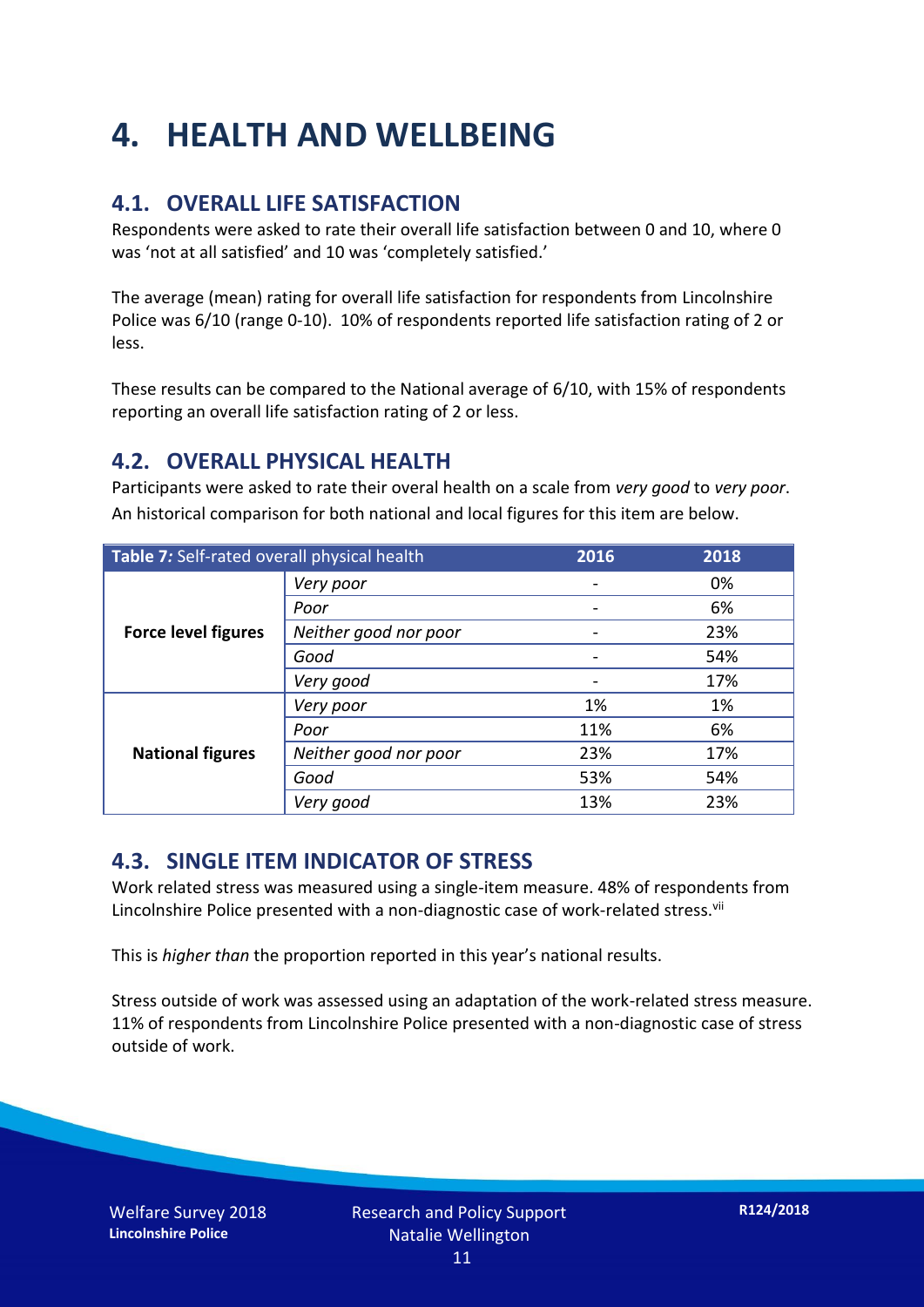# 4. HEALTH AND WELLBEING

## 4.1. OVERALL LIFE SATISFACTION

Respondents were asked to rate their overall life satisfaction between 0 and 10, where 0 was 'not at all satisfied' and 10 was 'completely satisfied.'

The average (mean) rating for overall life satisfaction for respondents from Lincolnshire Police was 6/10 (range 0-10). 10% of respondents reported life satisfaction rating of 2 or less.

These results can be compared to the National average of 6/10, with 15% of respondents reporting an overall life satisfaction rating of 2 or less.

## 4.2. OVERALL PHYSICAL HEALTH

Participants were asked to rate their overal health on a scale from *very good* to *very poor*. An historical comparison for both national and local figures for this item are below.

| **Table 7:** Self-rated overall physical health | | 2016 | 2018 |
|---|---|---|---|
| **Force level figures** | *Very poor* | - | 0% |
| | *Poor* | - | 6% |
| | *Neither good nor poor* | - | 23% |
| | *Good* | - | 54% |
| | *Very good* | - | 17% |
| **National figures** | *Very poor* | 1% | 1% |
| | *Poor* | 11% | 6% |
| | *Neither good nor poor* | 23% | 17% |
| | *Good* | 53% | 54% |
| | *Very good* | 13% | 23% |

## 4.3. SINGLE ITEM INDICATOR OF STRESS

Work related stress was measured using a single-item measure. 48% of respondents from Lincolnshire Police presented with a non-diagnostic case of work-related stress.[vii]

This is *higher than* the proportion reported in this year's national results.

Stress outside of work was assessed using an adaptation of the work-related stress measure. 11% of respondents from Lincolnshire Police presented with a non-diagnostic case of stress outside of work.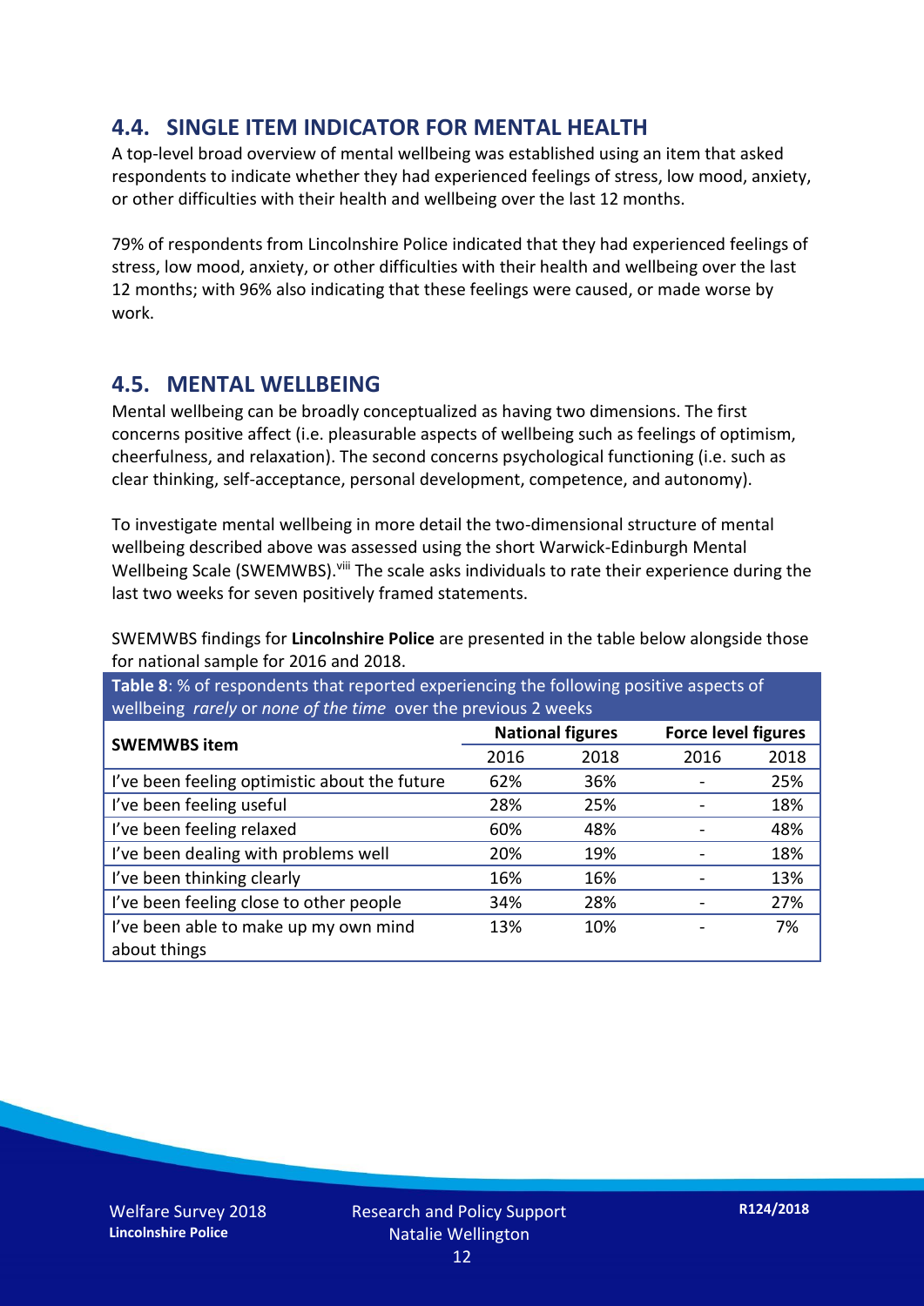## 4.4. SINGLE ITEM INDICATOR FOR MENTAL HEALTH

A top-level broad overview of mental wellbeing was established using an item that asked respondents to indicate whether they had experienced feelings of stress, low mood, anxiety, or other difficulties with their health and wellbeing over the last 12 months.

79% of respondents from Lincolnshire Police indicated that they had experienced feelings of stress, low mood, anxiety, or other difficulties with their health and wellbeing over the last 12 months; with 96% also indicating that these feelings were caused, or made worse by work.

## 4.5. MENTAL WELLBEING

Mental wellbeing can be broadly conceptualized as having two dimensions. The first concerns positive affect (i.e. pleasurable aspects of wellbeing such as feelings of optimism, cheerfulness, and relaxation). The second concerns psychological functioning (i.e. such as clear thinking, self-acceptance, personal development, competence, and autonomy).

To investigate mental wellbeing in more detail the two-dimensional structure of mental wellbeing described above was assessed using the short Warwick-Edinburgh Mental Wellbeing Scale (SWEMWBS).[viii] The scale asks individuals to rate their experience during the last two weeks for seven positively framed statements.

SWEMWBS findings for **Lincolnshire Police** are presented in the table below alongside those for national sample for 2016 and 2018.

**Table 8**: % of respondents that reported experiencing the following positive aspects of wellbeing *rarely* or *none of the time* over the previous 2 weeks

| SWEMWBS item | National figures | | Force level figures | |
|---|---|---|---|---|
| | 2016 | 2018 | 2016 | 2018 |
| I've been feeling optimistic about the future | 62% | 36% | - | 25% |
| I've been feeling useful | 28% | 25% | - | 18% |
| I've been feeling relaxed | 60% | 48% | - | 48% |
| I've been dealing with problems well | 20% | 19% | - | 18% |
| I've been thinking clearly | 16% | 16% | - | 13% |
| I've been feeling close to other people | 34% | 28% | - | 27% |
| I've been able to make up my own mind about things | 13% | 10% | - | 7% |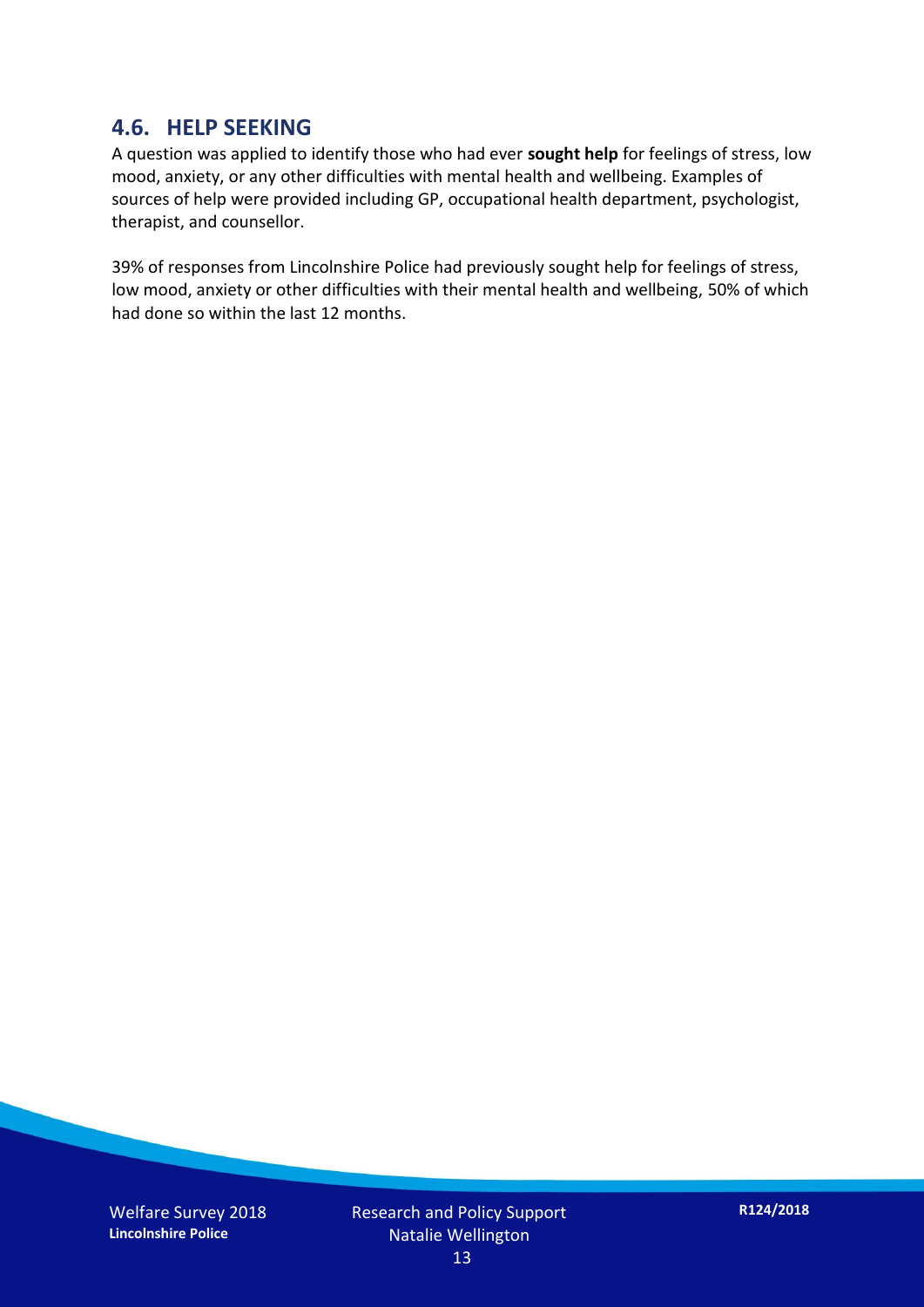## 4.6. HELP SEEKING

A question was applied to identify those who had ever **sought help** for feelings of stress, low mood, anxiety, or any other difficulties with mental health and wellbeing. Examples of sources of help were provided including GP, occupational health department, psychologist, therapist, and counsellor.

39% of responses from Lincolnshire Police had previously sought help for feelings of stress, low mood, anxiety or other difficulties with their mental health and wellbeing, 50% of which had done so within the last 12 months.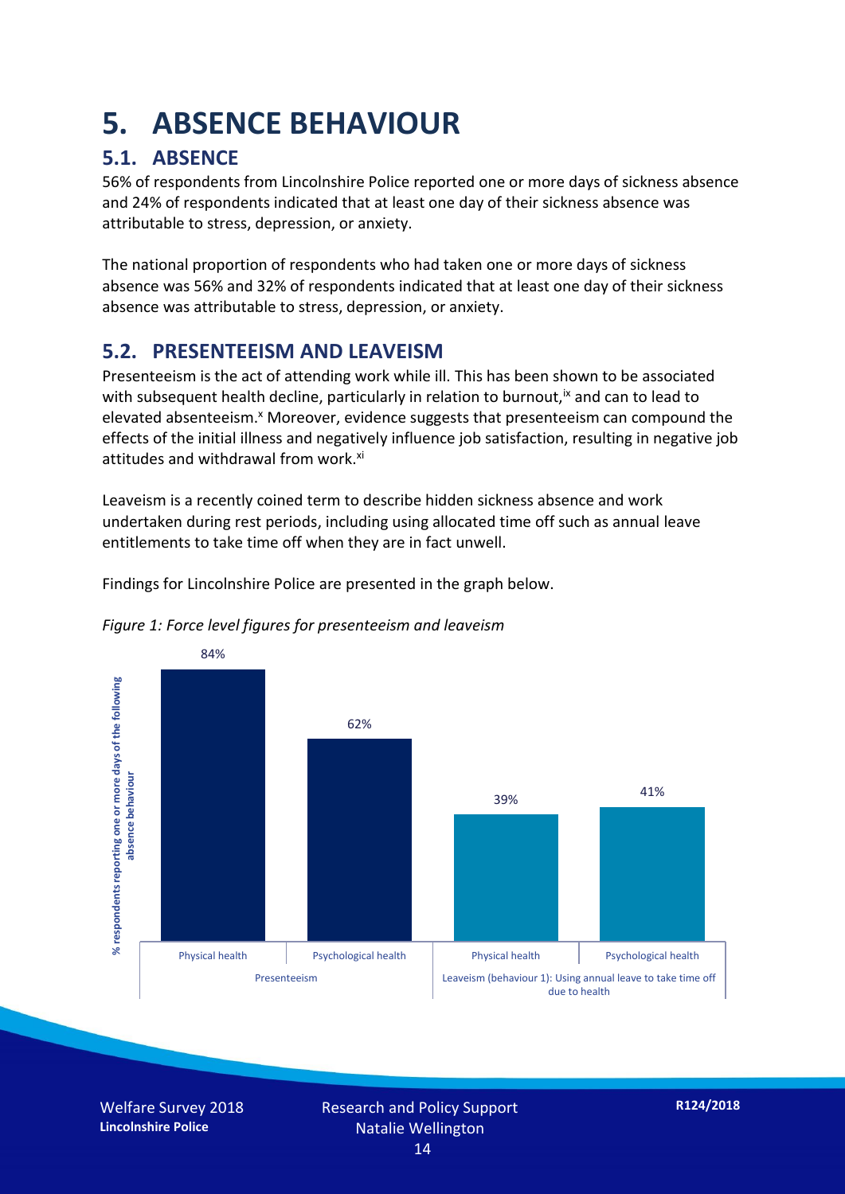# 5. ABSENCE BEHAVIOUR

## 5.1. ABSENCE

56% of respondents from Lincolnshire Police reported one or more days of sickness absence and 24% of respondents indicated that at least one day of their sickness absence was attributable to stress, depression, or anxiety.

The national proportion of respondents who had taken one or more days of sickness absence was 56% and 32% of respondents indicated that at least one day of their sickness absence was attributable to stress, depression, or anxiety.

## 5.2. PRESENTEEISM AND LEAVEISM

Presenteeism is the act of attending work while ill. This has been shown to be associated with subsequent health decline, particularly in relation to burnout,[ix] and can to lead to elevated absenteeism.[x] Moreover, evidence suggests that presenteeism can compound the effects of the initial illness and negatively influence job satisfaction, resulting in negative job attitudes and withdrawal from work.[xi]

Leaveism is a recently coined term to describe hidden sickness absence and work undertaken during rest periods, including using allocated time off such as annual leave entitlements to take time off when they are in fact unwell.

Findings for Lincolnshire Police are presented in the graph below.

*Figure 1: Force level figures for presenteeism and leaveism*

% respondents reporting one or more days of the following absence behaviour

84%
62%
39%
41%

Physical health
Psychological health
Physical health
Psychological health

Presenteeism
Leaveism (behaviour 1): Using annual leave to take time off due to health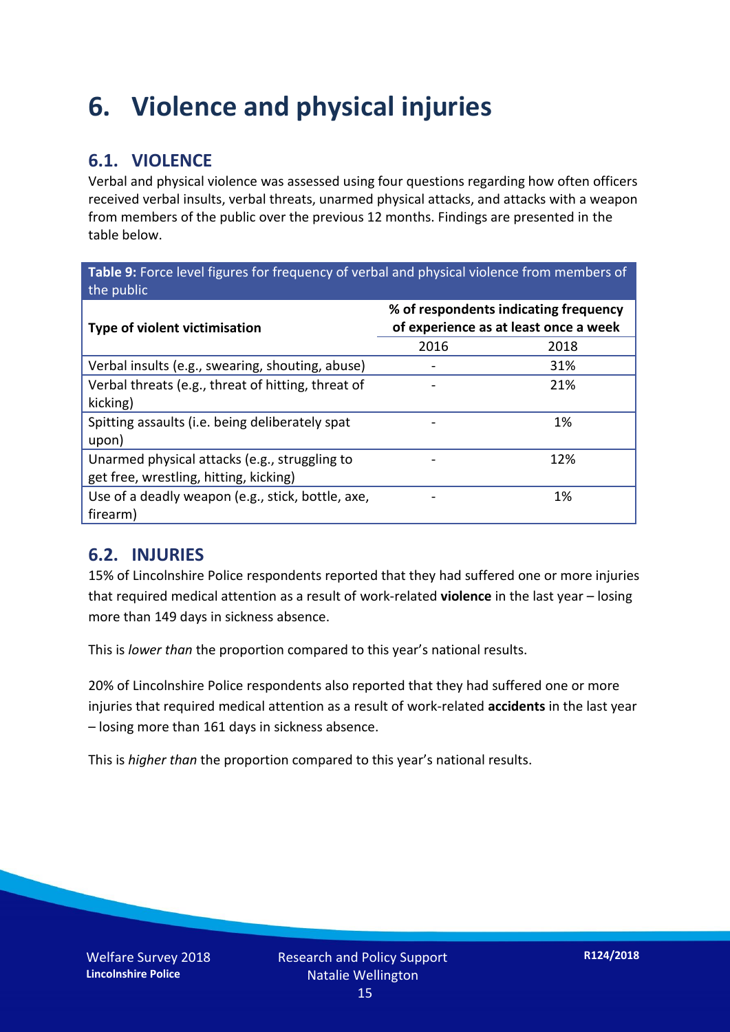# 6. Violence and physical injuries

## 6.1. VIOLENCE

Verbal and physical violence was assessed using four questions regarding how often officers received verbal insults, verbal threats, unarmed physical attacks, and attacks with a weapon from members of the public over the previous 12 months. Findings are presented in the table below.

**Table 9:** Force level figures for frequency of verbal and physical violence from members of the public

| Type of violent victimisation | % of respondents indicating frequency of experience as at least once a week | |
|---|---|---|
| | 2016 | 2018 |
| Verbal insults (e.g., swearing, shouting, abuse) | - | 31% |
| Verbal threats (e.g., threat of hitting, threat of kicking) | - | 21% |
| Spitting assaults (i.e. being deliberately spat upon) | - | 1% |
| Unarmed physical attacks (e.g., struggling to get free, wrestling, hitting, kicking) | - | 12% |
| Use of a deadly weapon (e.g., stick, bottle, axe, firearm) | - | 1% |

## 6.2. INJURIES

15% of Lincolnshire Police respondents reported that they had suffered one or more injuries that required medical attention as a result of work-related **violence** in the last year – losing more than 149 days in sickness absence.

This is *lower than* the proportion compared to this year's national results.

20% of Lincolnshire Police respondents also reported that they had suffered one or more injuries that required medical attention as a result of work-related **accidents** in the last year – losing more than 161 days in sickness absence.

This is *higher than* the proportion compared to this year's national results.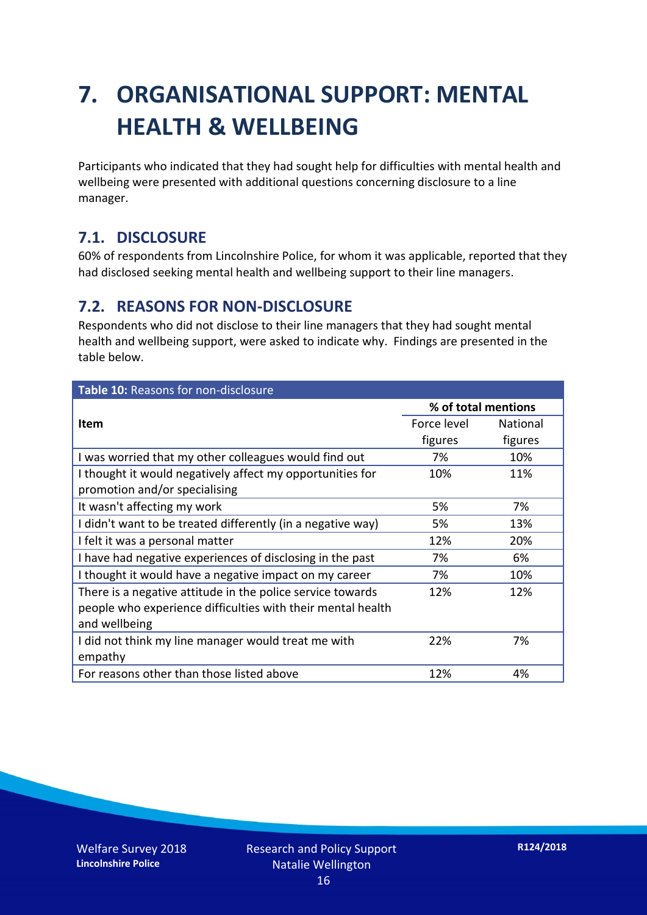# 7. ORGANISATIONAL SUPPORT: MENTAL HEALTH & WELLBEING

Participants who indicated that they had sought help for difficulties with mental health and wellbeing were presented with additional questions concerning disclosure to a line manager.

## 7.1. DISCLOSURE

60% of respondents from Lincolnshire Police, for whom it was applicable, reported that they had disclosed seeking mental health and wellbeing support to their line managers.

## 7.2. REASONS FOR NON-DISCLOSURE

Respondents who did not disclose to their line managers that they had sought mental health and wellbeing support, were asked to indicate why. Findings are presented in the table below.

**Table 10:** Reasons for non-disclosure

| Item | % of total mentions | |
|---|---|---|
| | Force level figures | National figures |
| I was worried that my other colleagues would find out | 7% | 10% |
| I thought it would negatively affect my opportunities for promotion and/or specialising | 10% | 11% |
| It wasn't affecting my work | 5% | 7% |
| I didn't want to be treated differently (in a negative way) | 5% | 13% |
| I felt it was a personal matter | 12% | 20% |
| I have had negative experiences of disclosing in the past | 7% | 6% |
| I thought it would have a negative impact on my career | 7% | 10% |
| There is a negative attitude in the police service towards people who experience difficulties with their mental health and wellbeing | 12% | 12% |
| I did not think my line manager would treat me with empathy | 22% | 7% |
| For reasons other than those listed above | 12% | 4% |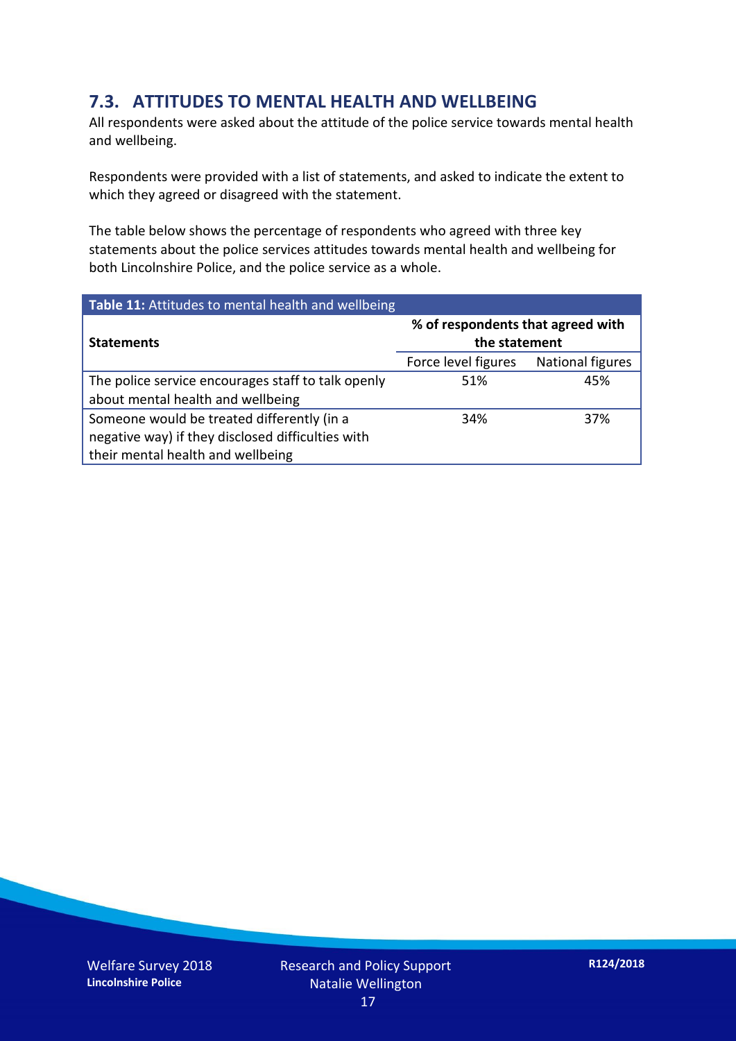## 7.3. ATTITUDES TO MENTAL HEALTH AND WELLBEING

All respondents were asked about the attitude of the police service towards mental health and wellbeing.

Respondents were provided with a list of statements, and asked to indicate the extent to which they agreed or disagreed with the statement.

The table below shows the percentage of respondents who agreed with three key statements about the police services attitudes towards mental health and wellbeing for both Lincolnshire Police, and the police service as a whole.

**Table 11:** Attitudes to mental health and wellbeing

| **Statements** | **% of respondents that agreed with the statement** | |
|---|---|---|
| | Force level figures | National figures |
| The police service encourages staff to talk openly about mental health and wellbeing | 51% | 45% |
| Someone would be treated differently (in a negative way) if they disclosed difficulties with their mental health and wellbeing | 34% | 37% |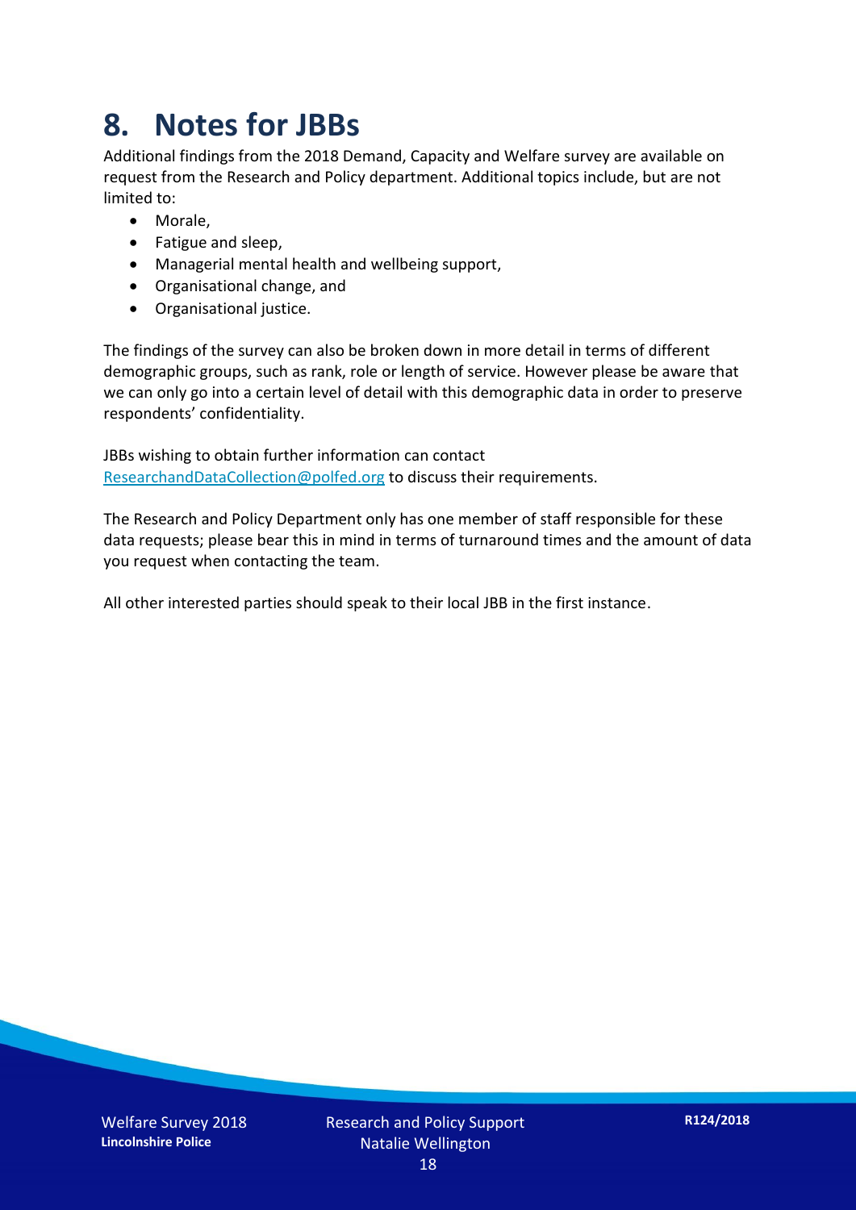# 8. Notes for JBBs

Additional findings from the 2018 Demand, Capacity and Welfare survey are available on request from the Research and Policy department. Additional topics include, but are not limited to:

- Morale,
- Fatigue and sleep,
- Managerial mental health and wellbeing support,
- Organisational change, and
- Organisational justice.

The findings of the survey can also be broken down in more detail in terms of different demographic groups, such as rank, role or length of service. However please be aware that we can only go into a certain level of detail with this demographic data in order to preserve respondents' confidentiality.

JBBs wishing to obtain further information can contact ResearchandDataCollection@polfed.org to discuss their requirements.

The Research and Policy Department only has one member of staff responsible for these data requests; please bear this in mind in terms of turnaround times and the amount of data you request when contacting the team.

All other interested parties should speak to their local JBB in the first instance.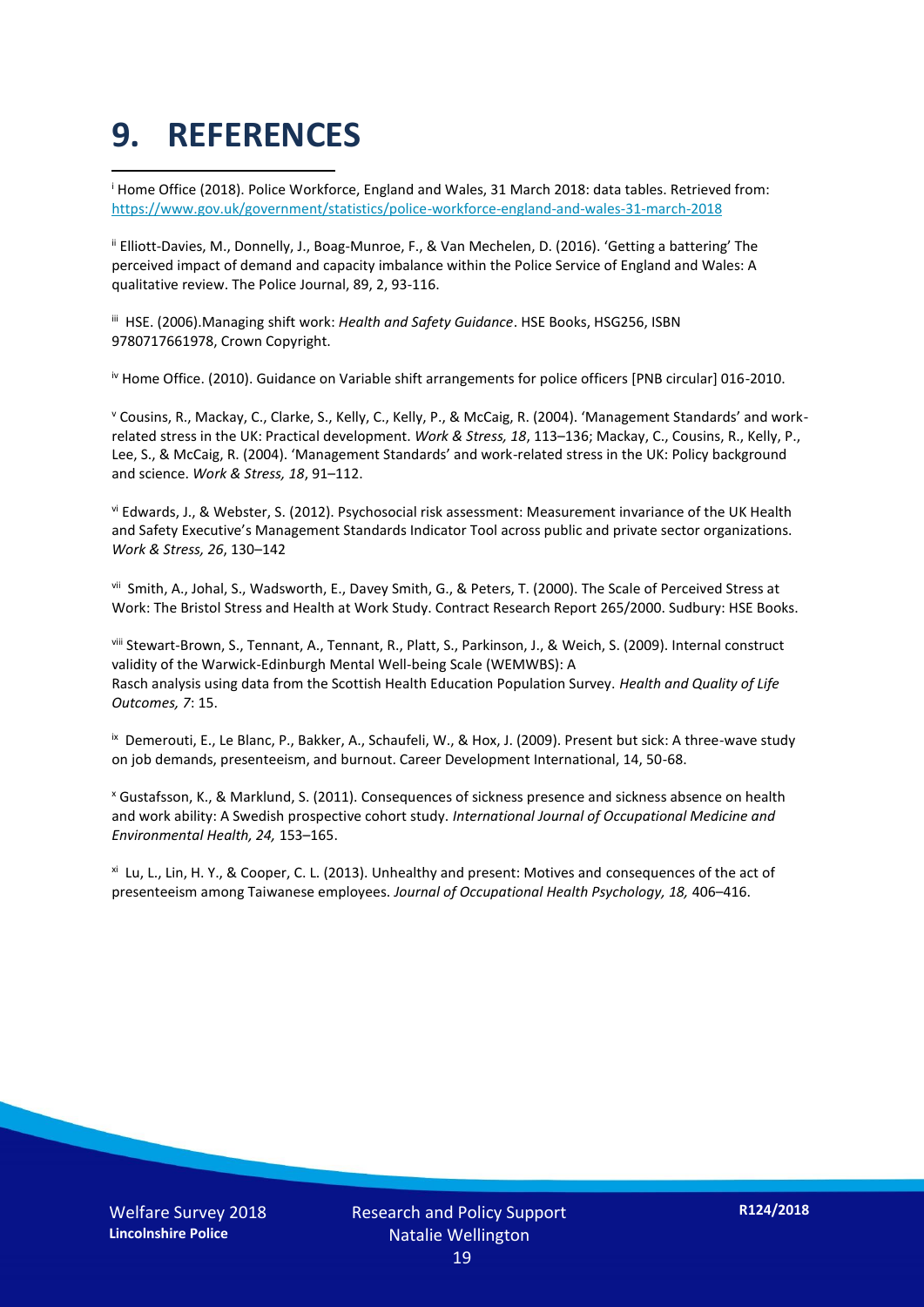# 9. REFERENCES

[i] Home Office (2018). Police Workforce, England and Wales, 31 March 2018: data tables. Retrieved from: https://www.gov.uk/government/statistics/police-workforce-england-and-wales-31-march-2018

[ii] Elliott-Davies, M., Donnelly, J., Boag-Munroe, F., & Van Mechelen, D. (2016). 'Getting a battering' The perceived impact of demand and capacity imbalance within the Police Service of England and Wales: A qualitative review. The Police Journal, 89, 2, 93-116.

[iii] HSE. (2006).Managing shift work: *Health and Safety Guidance*. HSE Books, HSG256, ISBN 9780717661978, Crown Copyright.

[iv] Home Office. (2010). Guidance on Variable shift arrangements for police officers [PNB circular] 016-2010.

[v] Cousins, R., Mackay, C., Clarke, S., Kelly, C., Kelly, P., & McCaig, R. (2004). 'Management Standards' and work-related stress in the UK: Practical development. *Work & Stress, 18*, 113–136; Mackay, C., Cousins, R., Kelly, P., Lee, S., & McCaig, R. (2004). 'Management Standards' and work-related stress in the UK: Policy background and science. *Work & Stress, 18*, 91–112.

[vi] Edwards, J., & Webster, S. (2012). Psychosocial risk assessment: Measurement invariance of the UK Health and Safety Executive's Management Standards Indicator Tool across public and private sector organizations. *Work & Stress, 26*, 130–142

[vii] Smith, A., Johal, S., Wadsworth, E., Davey Smith, G., & Peters, T. (2000). The Scale of Perceived Stress at Work: The Bristol Stress and Health at Work Study. Contract Research Report 265/2000. Sudbury: HSE Books.

[viii] Stewart-Brown, S., Tennant, A., Tennant, R., Platt, S., Parkinson, J., & Weich, S. (2009). Internal construct validity of the Warwick-Edinburgh Mental Well-being Scale (WEMWBS): A Rasch analysis using data from the Scottish Health Education Population Survey. *Health and Quality of Life Outcomes, 7*: 15.

[ix] Demerouti, E., Le Blanc, P., Bakker, A., Schaufeli, W., & Hox, J. (2009). Present but sick: A three-wave study on job demands, presenteeism, and burnout. Career Development International, 14, 50-68.

[x] Gustafsson, K., & Marklund, S. (2011). Consequences of sickness presence and sickness absence on health and work ability: A Swedish prospective cohort study. *International Journal of Occupational Medicine and Environmental Health, 24,* 153–165.

[xi] Lu, L., Lin, H. Y., & Cooper, C. L. (2013). Unhealthy and present: Motives and consequences of the act of presenteeism among Taiwanese employees. *Journal of Occupational Health Psychology, 18,* 406–416.